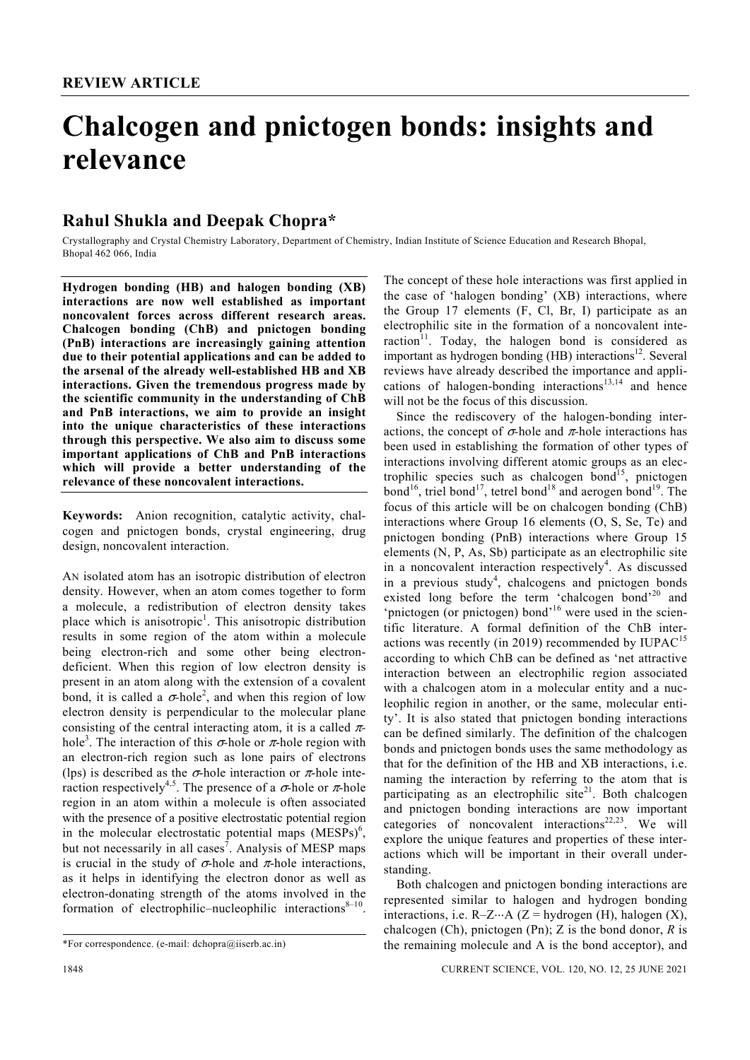**REVIEW ARTICLE**

# Chalcogen and pnictogen bonds: insights and relevance

## Rahul Shukla and Deepak Chopra*

Crystallography and Crystal Chemistry Laboratory, Department of Chemistry, Indian Institute of Science Education and Research Bhopal, Bhopal 462 066, India

**Hydrogen bonding (HB) and halogen bonding (XB) interactions are now well established as important noncovalent forces across different research areas. Chalcogen bonding (ChB) and pnictogen bonding (PnB) interactions are increasingly gaining attention due to their potential applications and can be added to the arsenal of the already well-established HB and XB interactions. Given the tremendous progress made by the scientific community in the understanding of ChB and PnB interactions, we aim to provide an insight into the unique characteristics of these interactions through this perspective. We also aim to discuss some important applications of ChB and PnB interactions which will provide a better understanding of the relevance of these noncovalent interactions.**

**Keywords:** Anion recognition, catalytic activity, chalcogen and pnictogen bonds, crystal engineering, drug design, noncovalent interaction.

AN isolated atom has an isotropic distribution of electron density. However, when an atom comes together to form a molecule, a redistribution of electron density takes place which is anisotropic[1]. This anisotropic distribution results in some region of the atom within a molecule being electron-rich and some other being electron-deficient. When this region of low electron density is present in an atom along with the extension of a covalent bond, it is called a $\sigma$-hole[2], and when this region of low electron density is perpendicular to the molecular plane consisting of the central interacting atom, it is a called $\pi$-hole[3]. The interaction of this $\sigma$-hole or $\pi$-hole region with an electron-rich region such as lone pairs of electrons (lps) is described as the $\sigma$-hole interaction or $\pi$-hole interaction respectively[4,5]. The presence of a $\sigma$-hole or $\pi$-hole region in an atom within a molecule is often associated with the presence of a positive electrostatic potential region in the molecular electrostatic potential maps (MESPs)[6], but not necessarily in all cases[7]. Analysis of MESP maps is crucial in the study of $\sigma$-hole and $\pi$-hole interactions, as it helps in identifying the electron donor as well as electron-donating strength of the atoms involved in the formation of electrophilic–nucleophilic interactions[8–10].

The concept of these hole interactions was first applied in the case of 'halogen bonding' (XB) interactions, where the Group 17 elements (F, Cl, Br, I) participate as an electrophilic site in the formation of a noncovalent interaction[11]. Today, the halogen bond is considered as important as hydrogen bonding (HB) interactions[12]. Several reviews have already described the importance and applications of halogen-bonding interactions[13,14] and hence will not be the focus of this discussion.

Since the rediscovery of the halogen-bonding interactions, the concept of $\sigma$-hole and $\pi$-hole interactions has been used in establishing the formation of other types of interactions involving different atomic groups as an electrophilic species such as chalcogen bond[15], pnictogen bond[16], triel bond[17], tetrel bond[18] and aerogen bond[19]. The focus of this article will be on chalcogen bonding (ChB) interactions where Group 16 elements (O, S, Se, Te) and pnictogen bonding (PnB) interactions where Group 15 elements (N, P, As, Sb) participate as an electrophilic site in a noncovalent interaction respectively[4]. As discussed in a previous study[4], chalcogens and pnictogen bonds existed long before the term 'chalcogen bond'[20] and 'pnictogen (or pnicogen) bond'[16] were used in the scientific literature. A formal definition of the ChB interactions was recently (in 2019) recommended by IUPAC[15] according to which ChB can be defined as 'net attractive interaction between an electrophilic region associated with a chalcogen atom in a molecular entity and a nucleophilic region in another, or the same, molecular entity'. It is also stated that pnictogen bonding interactions can be defined similarly. The definition of the chalcogen bonds and pnictogen bonds uses the same methodology as that for the definition of the HB and XB interactions, i.e. naming the interaction by referring to the atom that is participating as an electrophilic site[21]. Both chalcogen and pnictogen bonding interactions are now important categories of noncovalent interactions[22,23]. We will explore the unique features and properties of these interactions which will be important in their overall understanding.

Both chalcogen and pnictogen bonding interactions are represented similar to halogen and hydrogen bonding interactions, i.e. R–Z···A (Z = hydrogen (H), halogen (X), chalcogen (Ch), pnictogen (Pn); Z is the bond donor, *R* is the remaining molecule and A is the bond acceptor), and

*For correspondence. (e-mail: dchopra@iiserb.ac.in)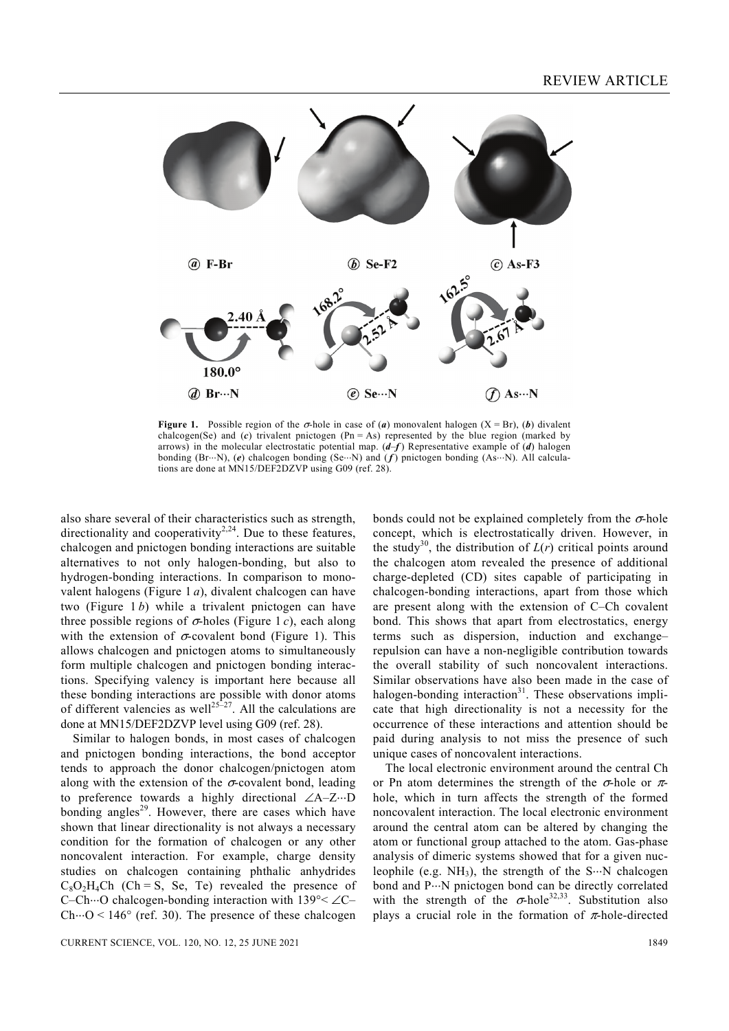**Figure 1.** Possible region of the $\sigma$-hole in case of (***a***) monovalent halogen (X = Br), (***b***) divalent chalcogen(Se) and (***c***) trivalent pnictogen (Pn = As) represented by the blue region (marked by arrows) in the molecular electrostatic potential map. (***d***–***f***) Representative example of (***d***) halogen bonding (Br···N), (***e***) chalcogen bonding (Se···N) and (***f***) pnictogen bonding (As···N). All calculations are done at MN15/DEF2DZVP using G09 (ref. 28).

also share several of their characteristics such as strength, directionality and cooperativity[2,24]. Due to these features, chalcogen and pnictogen bonding interactions are suitable alternatives to not only halogen-bonding, but also to hydrogen-bonding interactions. In comparison to monovalent halogens (Figure 1 *a*), divalent chalcogen can have two (Figure 1 *b*) while a trivalent pnictogen can have three possible regions of $\sigma$-holes (Figure 1 *c*), each along with the extension of $\sigma$-covalent bond (Figure 1). This allows chalcogen and pnictogen atoms to simultaneously form multiple chalcogen and pnictogen bonding interactions. Specifying valency is important here because all these bonding interactions are possible with donor atoms of different valencies as well[25–27]. All the calculations are done at MN15/DEF2DZVP level using G09 (ref. 28).

Similar to halogen bonds, in most cases of chalcogen and pnictogen bonding interactions, the bond acceptor tends to approach the donor chalcogen/pnictogen atom along with the extension of the $\sigma$-covalent bond, leading to preference towards a highly directional $\angle$A–Z···D bonding angles[29]. However, there are cases which have shown that linear directionality is not always a necessary condition for the formation of chalcogen or any other noncovalent interaction. For example, charge density studies on chalcogen containing phthalic anhydrides $C_8O_2H_4Ch$ (Ch = S, Se, Te) revealed the presence of C–Ch···O chalcogen-bonding interaction with $139° < \angle$C–Ch···O $< 146°$ (ref. 30). The presence of these chalcogen bonds could not be explained completely from the $\sigma$-hole concept, which is electrostatically driven. However, in the study[30], the distribution of $L(r)$ critical points around the chalcogen atom revealed the presence of additional charge-depleted (CD) sites capable of participating in chalcogen-bonding interactions, apart from those which are present along with the extension of C–Ch covalent bond. This shows that apart from electrostatics, energy terms such as dispersion, induction and exchange–repulsion can have a non-negligible contribution towards the overall stability of such noncovalent interactions. Similar observations have also been made in the case of halogen-bonding interaction[31]. These observations implicate that high directionality is not a necessity for the occurrence of these interactions and attention should be paid during analysis to not miss the presence of such unique cases of noncovalent interactions.

The local electronic environment around the central Ch or Pn atom determines the strength of the $\sigma$-hole or $\pi$-hole, which in turn affects the strength of the formed noncovalent interaction. The local electronic environment around the central atom can be altered by changing the atom or functional group attached to the atom. Gas-phase analysis of dimeric systems showed that for a given nucleophile (e.g. $NH_3$), the strength of the S···N chalcogen bond and P···N pnictogen bond can be directly correlated with the strength of the $\sigma$-hole[32,33]. Substitution also plays a crucial role in the formation of $\pi$-hole-directed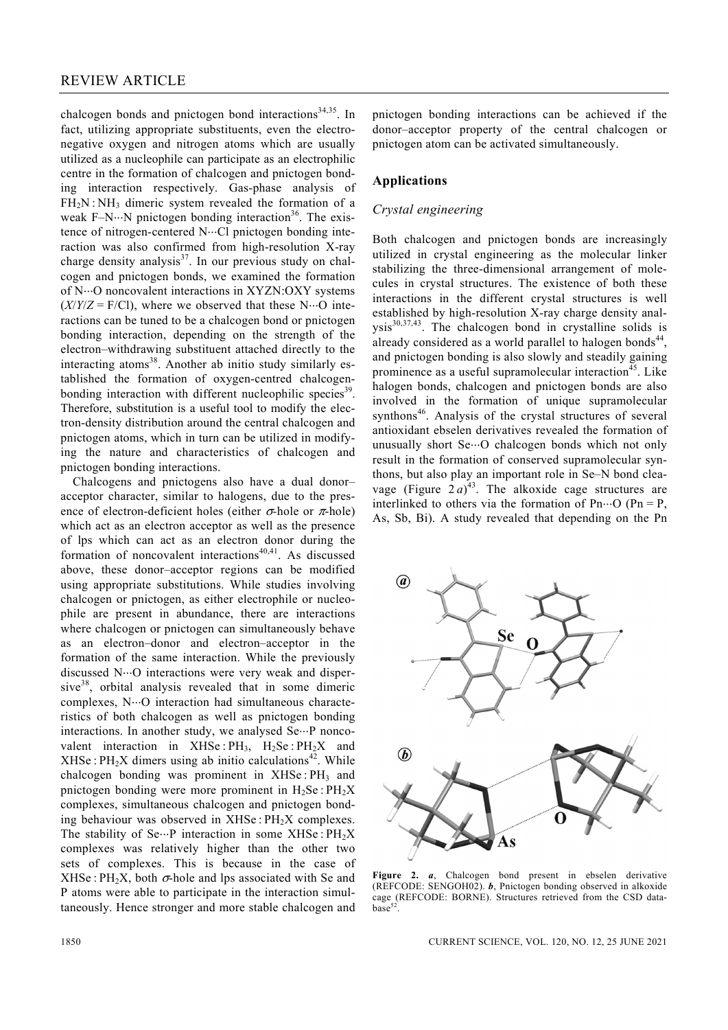chalcogen bonds and pnictogen bond interactions[34,35]. In fact, utilizing appropriate substituents, even the electronegative oxygen and nitrogen atoms which are usually utilized as a nucleophile can participate as an electrophilic centre in the formation of chalcogen and pnictogen bonding interaction respectively. Gas-phase analysis of $FH_2N:NH_3$ dimeric system revealed the formation of a weak F–N···N pnictogen bonding interaction[36]. The existence of nitrogen-centered N···Cl pnictogen bonding interaction was also confirmed from high-resolution X-ray charge density analysis[37]. In our previous study on chalcogen and pnictogen bonds, we examined the formation of N···O noncovalent interactions in XYZN:OXY systems ($X/Y/Z$ = F/Cl), where we observed that these N···O interactions can be tuned to be a chalcogen bond or pnictogen bonding interaction, depending on the strength of the electron–withdrawing substituent attached directly to the interacting atoms[38]. Another ab initio study similarly established the formation of oxygen-centred chalcogen-bonding interaction with different nucleophilic species[39]. Therefore, substitution is a useful tool to modify the electron-density distribution around the central chalcogen and pnictogen atoms, which in turn can be utilized in modifying the nature and characteristics of chalcogen and pnictogen bonding interactions.

Chalcogens and pnictogens also have a dual donor–acceptor character, similar to halogens, due to the presence of electron-deficient holes (either $\sigma$-hole or $\pi$-hole) which act as an electron acceptor as well as the presence of lps which can act as an electron donor during the formation of noncovalent interactions[40,41]. As discussed above, these donor–acceptor regions can be modified using appropriate substitutions. While studies involving chalcogen or pnictogen, as either electrophile or nucleophile are present in abundance, there are interactions where chalcogen or pnictogen can simultaneously behave as an electron–donor and electron–acceptor in the formation of the same interaction. While the previously discussed N···O interactions were very weak and dispersive[38], orbital analysis revealed that in some dimeric complexes, N···O interaction had simultaneous characteristics of both chalcogen as well as pnictogen bonding interactions. In another study, we analysed Se···P noncovalent interaction in $XHSe:PH_3$, $H_2Se:PH_2X$ and $XHSe:PH_2X$ dimers using ab initio calculations[42]. While chalcogen bonding was prominent in $XHSe:PH_3$ and pnictogen bonding were more prominent in $H_2Se:PH_2X$ complexes, simultaneous chalcogen and pnictogen bonding behaviour was observed in $XHSe:PH_2X$ complexes. The stability of Se···P interaction in some $XHSe:PH_2X$ complexes was relatively higher than the other two sets of complexes. This is because in the case of $XHSe:PH_2X$, both $\sigma$-hole and lps associated with Se and P atoms were able to participate in the interaction simultaneously. Hence stronger and more stable chalcogen and pnictogen bonding interactions can be achieved if the donor–acceptor property of the central chalcogen or pnictogen atom can be activated simultaneously.

## Applications

### *Crystal engineering*

Both chalcogen and pnictogen bonds are increasingly utilized in crystal engineering as the molecular linker stabilizing the three-dimensional arrangement of molecules in crystal structures. The existence of both these interactions in the different crystal structures is well established by high-resolution X-ray charge density analysis[30,37,43]. The chalcogen bond in crystalline solids is already considered as a world parallel to halogen bonds[44], and pnictogen bonding is also slowly and steadily gaining prominence as a useful supramolecular interaction[45]. Like halogen bonds, chalcogen and pnictogen bonds are also involved in the formation of unique supramolecular synthons[46]. Analysis of the crystal structures of several antioxidant ebselen derivatives revealed the formation of unusually short Se···O chalcogen bonds which not only result in the formation of conserved supramolecular synthons, but also play an important role in Se–N bond cleavage (Figure 2 *a*)[43]. The alkoxide cage structures are interlinked to others via the formation of Pn···O (Pn = P, As, Sb, Bi). A study revealed that depending on the Pn

**Figure 2.** ***a***, Chalcogen bond present in ebselen derivative (REFCODE: SENGOH02). ***b***, Pnictogen bonding observed in alkoxide cage (REFCODE: BORNE). Structures retrieved from the CSD database[52].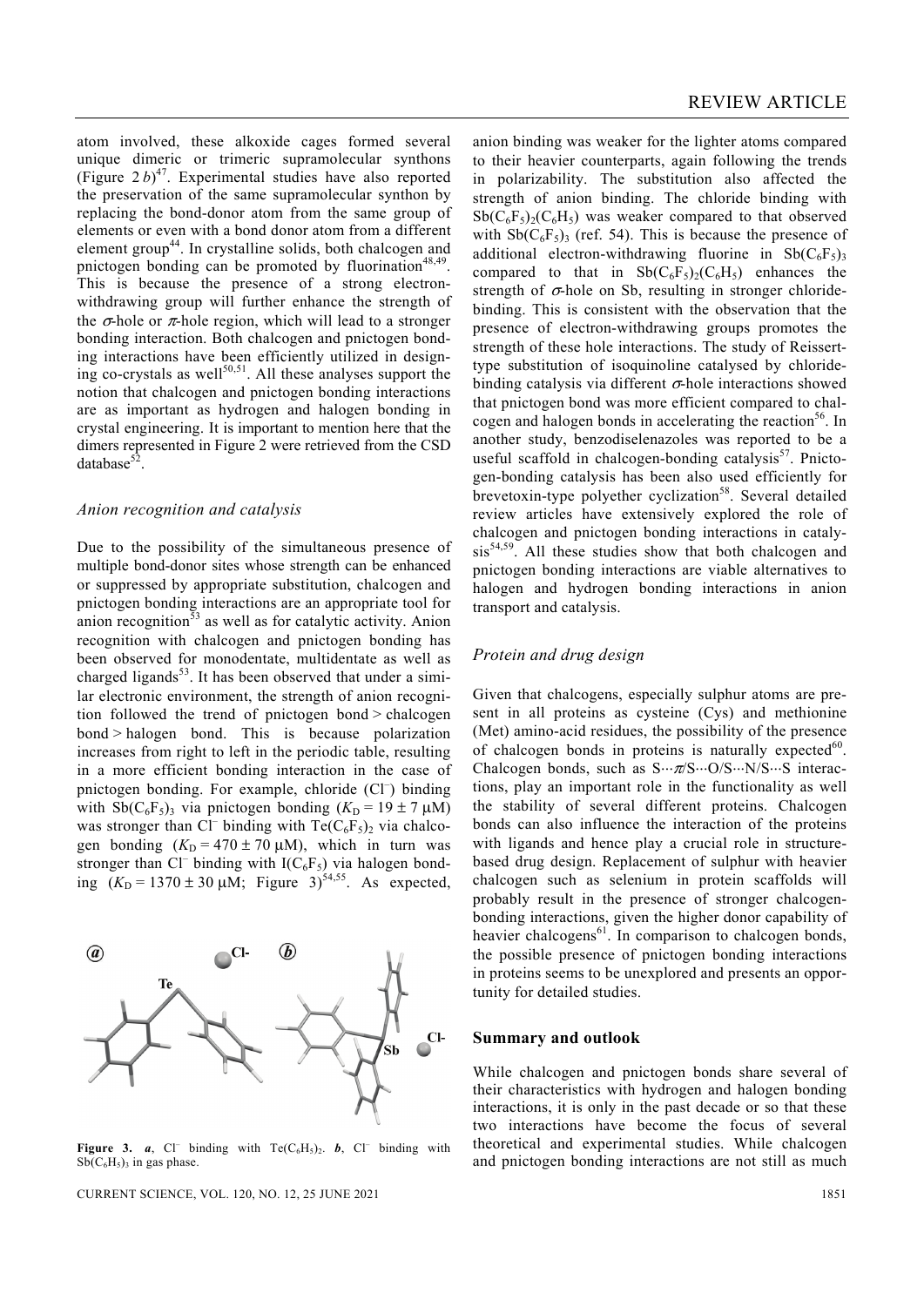atom involved, these alkoxide cages formed several unique dimeric or trimeric supramolecular synthons (Figure 2 *b*)[47]. Experimental studies have also reported the preservation of the same supramolecular synthon by replacing the bond-donor atom from the same group of elements or even with a bond donor atom from a different element group[44]. In crystalline solids, both chalcogen and pnictogen bonding can be promoted by fluorination[48,49]. This is because the presence of a strong electron-withdrawing group will further enhance the strength of the $\sigma$-hole or $\pi$-hole region, which will lead to a stronger bonding interaction. Both chalcogen and pnictogen bonding interactions have been efficiently utilized in designing co-crystals as well[50,51]. All these analyses support the notion that chalcogen and pnictogen bonding interactions are as important as hydrogen and halogen bonding in crystal engineering. It is important to mention here that the dimers represented in Figure 2 were retrieved from the CSD database[52].

### Anion recognition and catalysis

Due to the possibility of the simultaneous presence of multiple bond-donor sites whose strength can be enhanced or suppressed by appropriate substitution, chalcogen and pnictogen bonding interactions are an appropriate tool for anion recognition[53] as well as for catalytic activity. Anion recognition with chalcogen and pnictogen bonding has been observed for monodentate, multidentate as well as charged ligands[53]. It has been observed that under a similar electronic environment, the strength of anion recognition followed the trend of pnictogen bond > chalcogen bond > halogen bond. This is because polarization increases from right to left in the periodic table, resulting in a more efficient bonding interaction in the case of pnictogen bonding. For example, chloride ($Cl^-$) binding with $Sb(C_6F_5)_3$ via pnictogen bonding ($K_D = 19 \pm 7$ μM) was stronger than $Cl^-$ binding with $Te(C_6F_5)_2$ via chalcogen bonding ($K_D = 470 \pm 70$ μM), which in turn was stronger than $Cl^-$ binding with $I(C_6F_5)$ via halogen bonding ($K_D = 1370 \pm 30$ μM; Figure 3)[54,55]. As expected, anion binding was weaker for the lighter atoms compared to their heavier counterparts, again following the trends in polarizability. The substitution also affected the strength of anion binding. The chloride binding with $Sb(C_6F_5)_2(C_6H_5)$ was weaker compared to that observed with $Sb(C_6F_5)_3$ (ref. 54). This is because the presence of additional electron-withdrawing fluorine in $Sb(C_6F_5)_3$ compared to that in $Sb(C_6F_5)_2(C_6H_5)$ enhances the strength of $\sigma$-hole on Sb, resulting in stronger chloride-binding. This is consistent with the observation that the presence of electron-withdrawing groups promotes the strength of these hole interactions. The study of Reissert-type substitution of isoquinoline catalysed by chloride-binding catalysis via different $\sigma$-hole interactions showed that pnictogen bond was more efficient compared to chalcogen and halogen bonds in accelerating the reaction[56]. In another study, benzodiselenazoles was reported to be a useful scaffold in chalcogen-bonding catalysis[57]. Pnictogen-bonding catalysis has been also used efficiently for brevetoxin-type polyether cyclization[58]. Several detailed review articles have extensively explored the role of chalcogen and pnictogen bonding interactions in catalysis[54,59]. All these studies show that both chalcogen and pnictogen bonding interactions are viable alternatives to halogen and hydrogen bonding interactions in anion transport and catalysis.

**Figure 3.** *a*, $Cl^-$ binding with $Te(C_6H_5)_2$. *b*, $Cl^-$ binding with $Sb(C_6H_5)_3$ in gas phase.

### Protein and drug design

Given that chalcogens, especially sulphur atoms are present in all proteins as cysteine (Cys) and methionine (Met) amino-acid residues, the possibility of the presence of chalcogen bonds in proteins is naturally expected[60]. Chalcogen bonds, such as S···$\pi$/S···O/S···N/S···S interactions, play an important role in the functionality as well the stability of several different proteins. Chalcogen bonds can also influence the interaction of the proteins with ligands and hence play a crucial role in structure-based drug design. Replacement of sulphur with heavier chalcogen such as selenium in protein scaffolds will probably result in the presence of stronger chalcogen-bonding interactions, given the higher donor capability of heavier chalcogens[61]. In comparison to chalcogen bonds, the possible presence of pnictogen bonding interactions in proteins seems to be unexplored and presents an opportunity for detailed studies.

## Summary and outlook

While chalcogen and pnictogen bonds share several of their characteristics with hydrogen and halogen bonding interactions, it is only in the past decade or so that these two interactions have become the focus of several theoretical and experimental studies. While chalcogen and pnictogen bonding interactions are not still as much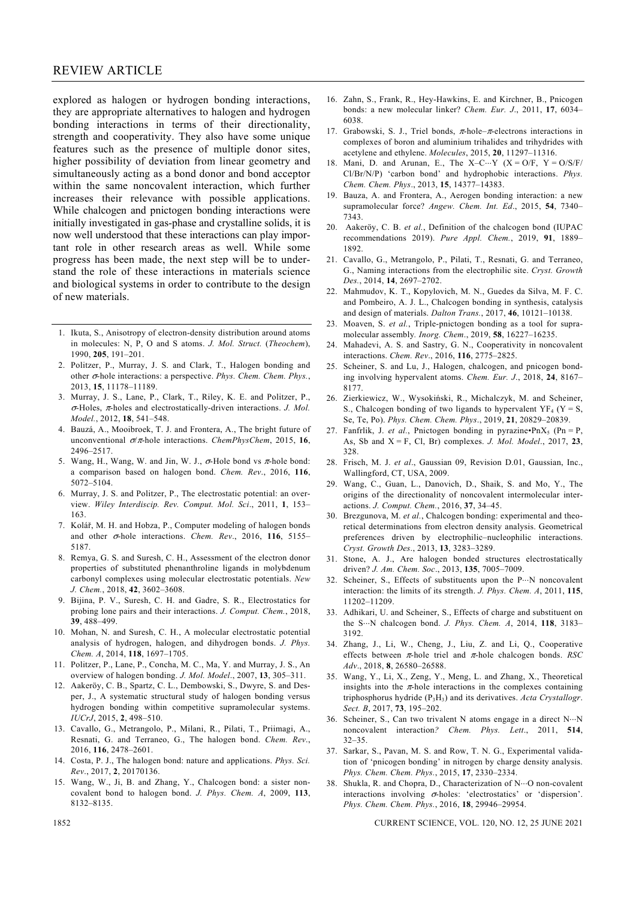explored as halogen or hydrogen bonding interactions, they are appropriate alternatives to halogen and hydrogen bonding interactions in terms of their directionality, strength and cooperativity. They also have some unique features such as the presence of multiple donor sites, higher possibility of deviation from linear geometry and simultaneously acting as a bond donor and bond acceptor within the same noncovalent interaction, which further increases their relevance with possible applications. While chalcogen and pnictogen bonding interactions were initially investigated in gas-phase and crystalline solids, it is now well understood that these interactions can play important role in other research areas as well. While some progress has been made, the next step will be to understand the role of these interactions in materials science and biological systems in order to contribute to the design of new materials.

1. Ikuta, S., Anisotropy of electron-density distribution around atoms in molecules: N, P, O and S atoms. *J. Mol. Struct.* (*Theochem*), 1990, **205**, 191–201.
2. Politzer, P., Murray, J. S. and Clark, T., Halogen bonding and other $\sigma$-hole interactions: a perspective. *Phys. Chem. Chem. Phys.*, 2013, **15**, 11178–11189.
3. Murray, J. S., Lane, P., Clark, T., Riley, K. E. and Politzer, P., $\sigma$-Holes, $\pi$-holes and electrostatically-driven interactions. *J. Mol. Model.*, 2012, **18**, 541–548.
4. Bauzá, A., Mooibroek, T. J. and Frontera, A., The bright future of unconventional $\sigma$/$\pi$-hole interactions. *ChemPhysChem*, 2015, **16**, 2496–2517.
5. Wang, H., Wang, W. and Jin, W. J., $\sigma$-Hole bond vs $\pi$-hole bond: a comparison based on halogen bond. *Chem. Rev.*, 2016, **116**, 5072–5104.
6. Murray, J. S. and Politzer, P., The electrostatic potential: an overview. *Wiley Interdiscip. Rev. Comput. Mol. Sci*., 2011, **1**, 153–163.
7. Kolář, M. H. and Hobza, P., Computer modeling of halogen bonds and other $\sigma$-hole interactions. *Chem. Rev.*, 2016, **116**, 5155–5187.
8. Remya, G. S. and Suresh, C. H., Assessment of the electron donor properties of substituted phenanthroline ligands in molybdenum carbonyl complexes using molecular electrostatic potentials. *New J. Chem.*, 2018, **42**, 3602–3608.
9. Bijina, P. V., Suresh, C. H. and Gadre, S. R., Electrostatics for probing lone pairs and their interactions. *J. Comput. Chem.*, 2018, **39**, 488–499.
10. Mohan, N. and Suresh, C. H., A molecular electrostatic potential analysis of hydrogen, halogen, and dihydrogen bonds. *J. Phys. Chem. A*, 2014, **118**, 1697–1705.
11. Politzer, P., Lane, P., Concha, M. C., Ma, Y. and Murray, J. S., An overview of halogen bonding. *J. Mol. Model.*, 2007, **13**, 305–311.
12. Aakeröy, C. B., Spartz, C. L., Dembowski, S., Dwyre, S. and Desper, J., A systematic structural study of halogen bonding versus hydrogen bonding within competitive supramolecular systems. *IUCrJ*, 2015, **2**, 498–510.
13. Cavallo, G., Metrangolo, P., Milani, R., Pilati, T., Priimagi, A., Resnati, G. and Terraneo, G., The halogen bond. *Chem. Rev.*, 2016, **116**, 2478–2601.
14. Costa, P. J., The halogen bond: nature and applications. *Phys. Sci. Rev.*, 2017, **2**, 20170136.
15. Wang, W., Ji, B. and Zhang, Y., Chalcogen bond: a sister noncovalent bond to halogen bond. *J. Phys. Chem. A*, 2009, **113**, 8132–8135.
16. Zahn, S., Frank, R., Hey-Hawkins, E. and Kirchner, B., Pnicogen bonds: a new molecular linker? *Chem. Eur. J.*, 2011, **17**, 6034–6038.
17. Grabowski, S. J., Triel bonds, $\pi$-hole–$\pi$-electrons interactions in complexes of boron and aluminium trihalides and trihydrides with acetylene and ethylene. *Molecules*, 2015, **20**, 11297–11316.
18. Mani, D. and Arunan, E., The X–C···Y (X = O/F, Y = O/S/F/Cl/Br/N/P) 'carbon bond' and hydrophobic interactions. *Phys. Chem. Chem. Phys*., 2013, **15**, 14377–14383.
19. Bauza, A. and Frontera, A., Aerogen bonding interaction: a new supramolecular force? *Angew. Chem. Int. Ed*., 2015, **54**, 7340–7343.
20. Aakeröy, C. B. *et al.*, Definition of the chalcogen bond (IUPAC recommendations 2019). *Pure Appl. Chem.*, 2019, **91**, 1889–1892.
21. Cavallo, G., Metrangolo, P., Pilati, T., Resnati, G. and Terraneo, G., Naming interactions from the electrophilic site. *Cryst. Growth Des.*, 2014, **14**, 2697–2702.
22. Mahmudov, K. T., Kopylovich, M. N., Guedes da Silva, M. F. C. and Pombeiro, A. J. L., Chalcogen bonding in synthesis, catalysis and design of materials. *Dalton Trans.*, 2017, **46**, 10121–10138.
23. Moaven, S. *et al.*, Triple-pnictogen bonding as a tool for supramolecular assembly. *Inorg. Chem*., 2019, **58**, 16227–16235.
24. Mahadevi, A. S. and Sastry, G. N., Cooperativity in noncovalent interactions. *Chem. Rev*., 2016, **116**, 2775–2825.
25. Scheiner, S. and Lu, J., Halogen, chalcogen, and pnicogen bonding involving hypervalent atoms. *Chem. Eur. J*., 2018, **24**, 8167–8177.
26. Zierkiewicz, W., Wysokiński, R., Michalczyk, M. and Scheiner, S., Chalcogen bonding of two ligands to hypervalent $YF_4$ (Y = S, Se, Te, Po). *Phys. Chem. Chem. Phys*., 2019, **21**, 20829–20839.
27. Fanfrlik, J. *et al*., Pnictogen bonding in pyrazine•$PnX_5$ (Pn = P, As, Sb and X = F, Cl, Br) complexes. *J. Mol. Model*., 2017, **23**, 328.
28. Frisch, M. J. *et al*., Gaussian 09, Revision D.01, Gaussian, Inc., Wallingford, CT, USA, 2009.
29. Wang, C., Guan, L., Danovich, D., Shaik, S. and Mo, Y., The origins of the directionality of noncovalent intermolecular interactions. *J. Comput. Chem.*, 2016, **37**, 34–45.
30. Brezgunova, M. *et al.*, Chalcogen bonding: experimental and theoretical determinations from electron density analysis. Geometrical preferences driven by electrophilic–nucleophilic interactions. *Cryst. Growth Des*., 2013, **13**, 3283–3289.
31. Stone, A. J., Are halogen bonded structures electrostatically driven? *J. Am. Chem. Soc*., 2013, **135**, 7005–7009.
32. Scheiner, S., Effects of substituents upon the P···N noncovalent interaction: the limits of its strength. *J. Phys. Chem. A*, 2011, **115**, 11202–11209.
33. Adhikari, U. and Scheiner, S., Effects of charge and substituent on the S···N chalcogen bond. *J. Phys. Chem. A*, 2014, **118**, 3183–3192.
34. Zhang, J., Li, W., Cheng, J., Liu, Z. and Li, Q., Cooperative effects between $\pi$-hole triel and $\pi$-hole chalcogen bonds. *RSC Adv*., 2018, **8**, 26580–26588.
35. Wang, Y., Li, X., Zeng, Y., Meng, L. and Zhang, X., Theoretical insights into the $\pi$-hole interactions in the complexes containing triphosphorus hydride ($P_3H_3$) and its derivatives. *Acta Crystallogr*. *Sect. B*, 2017, **73**, 195–202.
36. Scheiner, S., Can two trivalent N atoms engage in a direct N···N noncovalent interaction*?* *Chem. Phys. Lett*., 2011, **514**, 32–35.
37. Sarkar, S., Pavan, M. S. and Row, T. N. G., Experimental validation of 'pnicogen bonding' in nitrogen by charge density analysis. *Phys. Chem. Chem. Phys*., 2015, **17**, 2330–2334.
38. Shukla, R. and Chopra, D., Characterization of N···O non-covalent interactions involving $\sigma$-holes: 'electrostatics' or 'dispersion'. *Phys. Chem. Chem. Phys*., 2016, **18**, 29946–29954.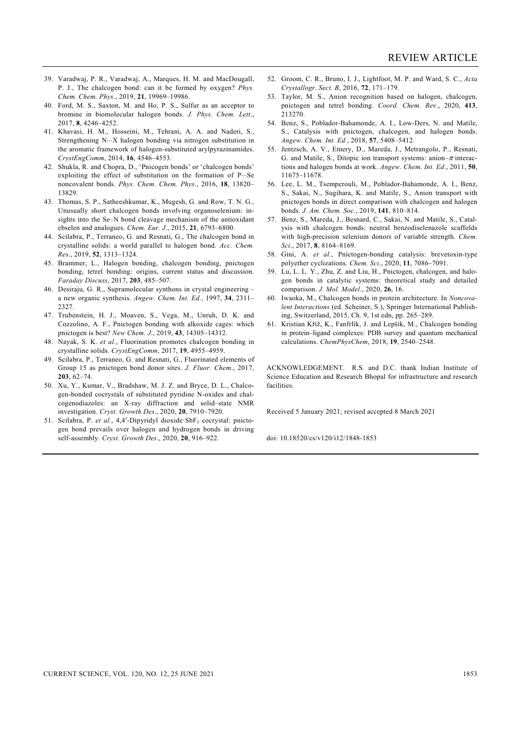39. Varadwaj, P. R., Varadwaj, A., Marques, H. M. and MacDougall, P. J., The chalcogen bond: can it be formed by oxygen? *Phys. Chem. Chem. Phys*., 2019, **21**, 19969–19986.
40. Ford, M. S., Saxton, M. and Ho, P. S., Sulfur as an acceptor to bromine in biomolecular halogen bonds. *J. Phys. Chem. Lett*., 2017, **8**, 4246–4252.
41. Khavasi, H. M., Hosseini, M., Tehrani, A. A. and Naderi, S., Strengthening N···X halogen bonding via nitrogen substitution in the aromatic framework of halogen-substituted arylpyrazinamides. *CrystEngComm*, 2014, **16**, 4546–4553.
42. Shukla, R. and Chopra, D., 'Pnicogen bonds' or 'chalcogen bonds' exploiting the effect of substitution on the formation of P···Se noncovalent bonds. *Phys. Chem. Chem. Phys*., 2016, **18**, 13820–13829.
43. Thomas, S. P., Satheeshkumar, K., Mugesh, G. and Row, T. N. G., Unusually short chalcogen bonds involving organoselenium: insights into the Se–N bond cleavage mechanism of the antioxidant ebselen and analogues. *Chem. Eur. J*., 2015, **21**, 6793–6800.
44. Scilabra, P., Terraneo, G. and Resnati, G., The chalcogen bond in crystalline solids: a world parallel to halogen bond. *Acc. Chem. Res*., 2019, **52**, 1313–1324.
45. Brammer, L., Halogen bonding, chalcogen bonding, pnictogen bonding, tetrel bonding: origins, current status and discussion. *Faraday Discuss*, 2017, **203**, 485–507.
46. Desiraju, G. R., Supramolecular synthons in crystal engineering – a new organic synthesis. *Angew. Chem. Int. Ed.*, 1997, **34**, 2311–2327.
47. Trubenstein, H. J., Moaven, S., Vega, M., Unruh, D. K. and Cozzolino, A. F., Pnictogen bonding with alkoxide cages: which pnictogen is best? *New Chem. J*., 2019, **43**, 14305–14312.
48. Nayak, S. K. *et al.*, Fluorination promotes chalcogen bonding in crystalline solids. *CrystEngComm*, 2017, **19**, 4955–4959.
49. Scilabra, P., Terraneo, G. and Resnati, G., Fluorinated elements of Group 15 as pnictogen bond donor sites. *J. Fluor. Chem*., 2017, **203**, 62–74.
50. Xu, Y., Kumar, V., Bradshaw, M. J. Z. and Bryce, D. L., Chalcogen-bonded cocrystals of substituted pyridine N-oxides and chalcogenodiazoles: an X-ray diffraction and solid–state NMR investigation. *Cryst*. *Growth Des*., 2020, **20**, 7910–7920.
51. Scilabra, P. *et al.*, 4,4′-Dipyridyl dioxide·$SbF_3$ cocrystal: pnictogen bond prevails over halogen and hydrogen bonds in driving self-assembly. *Cryst. Growth Des*., 2020, **20**, 916–922.
52. Groom, C. R., Bruno, I. J., Lightfoot, M. P. and Ward, S. C., *Acta Crystallogr*. *Sect. B*, 2016, **72**, 171–179.
53. Taylor, M. S., Anion recognition based on halogen, chalcogen, pnictogen and tetrel bonding. *Coord. Chem. Rev*., 2020, **413**, 213270.
54. Benz, S., Poblador-Bahamonde, A. I., Low-Ders, N. and Matile, S., Catalysis with pnictogen, chalcogen, and halogen bonds. *Angew. Chem. Int. Ed.*, 2018, **57**, 5408–5412.
55. Jentzsch, A. V., Emery, D., Mareda, J., Metrangolo, P., Resnati, G. and Matile, S., Ditopic ion transport systems: anion–$\pi$ interactions and halogen bonds at work. *Angew. Chem. Int. Ed*., 2011, **50**, 11675–11678.
56. Lee, L. M., Tsemperouli, M., Poblador-Bahamonde, A. I., Benz, S., Sakai, N., Sugihara, K. and Matile, S., Anion transport with pnictogen bonds in direct comparison with chalcogen and halogen bonds. *J. Am. Chem. Soc*., 2019, **141**, 810–814.
57. Benz, S., Mareda, J., Besnard, C., Sakai, N. and Matile, S., Catalysis with chalcogen bonds: neutral benzodiselenazole scaffolds with high-precision selenium donors of variable strength. *Chem. Sci*., 2017, **8**, 8164–8169.
58. Gini, A. *et al.*, Pnictogen-bonding catalysis: brevetoxin-type polyether cyclizations*. Chem. Sci*., 2020, **11**, 7086–7091.
59. Lu, L. L. Y., Zhu, Z. and Liu, H., Pnictogen, chalcogen, and halogen bonds in catalytic systems: theoretical study and detailed comparison. *J. Mol. Model*., 2020, **26**, 16.
60. Iwaoka, M., Chalcogen bonds in protein architecture. In *Noncovalent Interactions* (ed. Scheiner, S.), Springer International Publishing, Switzerland, 2015, Ch. 9, 1st edn, pp. 265–289.
61. Kristian Kříž, K., Fanfrlík, J. and Lepšík, M., Chalcogen bonding in protein–ligand complexes: PDB survey and quantum mechanical calculations. *ChemPhysChem*, 2018, **19**, 2540–2548.

ACKNOWLEDGEMENT. R.S. and D.C. thank Indian Institute of Science Education and Research Bhopal for infrastructure and research facilities.

Received 5 January 2021; revised accepted 8 March 2021

doi: 10.18520/cs/v120/i12/1848-1853